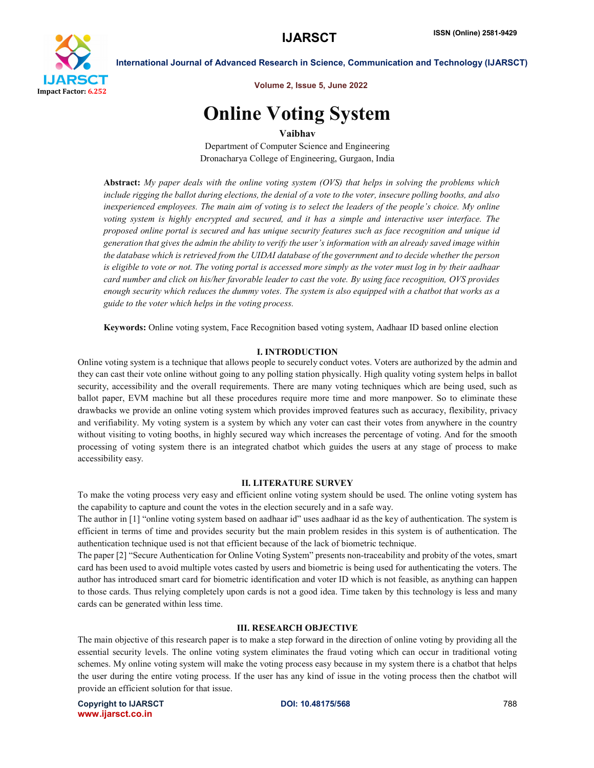# Online Voting System

**Vaibhav**

Department of Computer Science and Engineering
Dronacharya College of Engineering, Gurgaon, India

**Abstract:** *My paper deals with the online voting system (OVS) that helps in solving the problems which include rigging the ballot during elections, the denial of a vote to the voter, insecure polling booths, and also inexperienced employees. The main aim of voting is to select the leaders of the people's choice. My online voting system is highly encrypted and secured, and it has a simple and interactive user interface. The proposed online portal is secured and has unique security features such as face recognition and unique id generation that gives the admin the ability to verify the user's information with an already saved image within the database which is retrieved from the UIDAI database of the government and to decide whether the person is eligible to vote or not. The voting portal is accessed more simply as the voter must log in by their aadhaar card number and click on his/her favorable leader to cast the vote. By using face recognition, OVS provides enough security which reduces the dummy votes. The system is also equipped with a chatbot that works as a guide to the voter which helps in the voting process.*

**Keywords:** Online voting system, Face Recognition based voting system, Aadhaar ID based online election

## I. INTRODUCTION

Online voting system is a technique that allows people to securely conduct votes. Voters are authorized by the admin and they can cast their vote online without going to any polling station physically. High quality voting system helps in ballot security, accessibility and the overall requirements. There are many voting techniques which are being used, such as ballot paper, EVM machine but all these procedures require more time and more manpower. So to eliminate these drawbacks we provide an online voting system which provides improved features such as accuracy, flexibility, privacy and verifiability. My voting system is a system by which any voter can cast their votes from anywhere in the country without visiting to voting booths, in highly secured way which increases the percentage of voting. And for the smooth processing of voting system there is an integrated chatbot which guides the users at any stage of process to make accessibility easy.

## II. LITERATURE SURVEY

To make the voting process very easy and efficient online voting system should be used. The online voting system has the capability to capture and count the votes in the election securely and in a safe way.

The author in [1] "online voting system based on aadhaar id" uses aadhaar id as the key of authentication. The system is efficient in terms of time and provides security but the main problem resides in this system is of authentication. The authentication technique used is not that efficient because of the lack of biometric technique.

The paper [2] "Secure Authentication for Online Voting System" presents non-traceability and probity of the votes, smart card has been used to avoid multiple votes casted by users and biometric is being used for authenticating the voters. The author has introduced smart card for biometric identification and voter ID which is not feasible, as anything can happen to those cards. Thus relying completely upon cards is not a good idea. Time taken by this technology is less and many cards can be generated within less time.

## III. RESEARCH OBJECTIVE

The main objective of this research paper is to make a step forward in the direction of online voting by providing all the essential security levels. The online voting system eliminates the fraud voting which can occur in traditional voting schemes. My online voting system will make the voting process easy because in my system there is a chatbot that helps the user during the entire voting process. If the user has any kind of issue in the voting process then the chatbot will provide an efficient solution for that issue.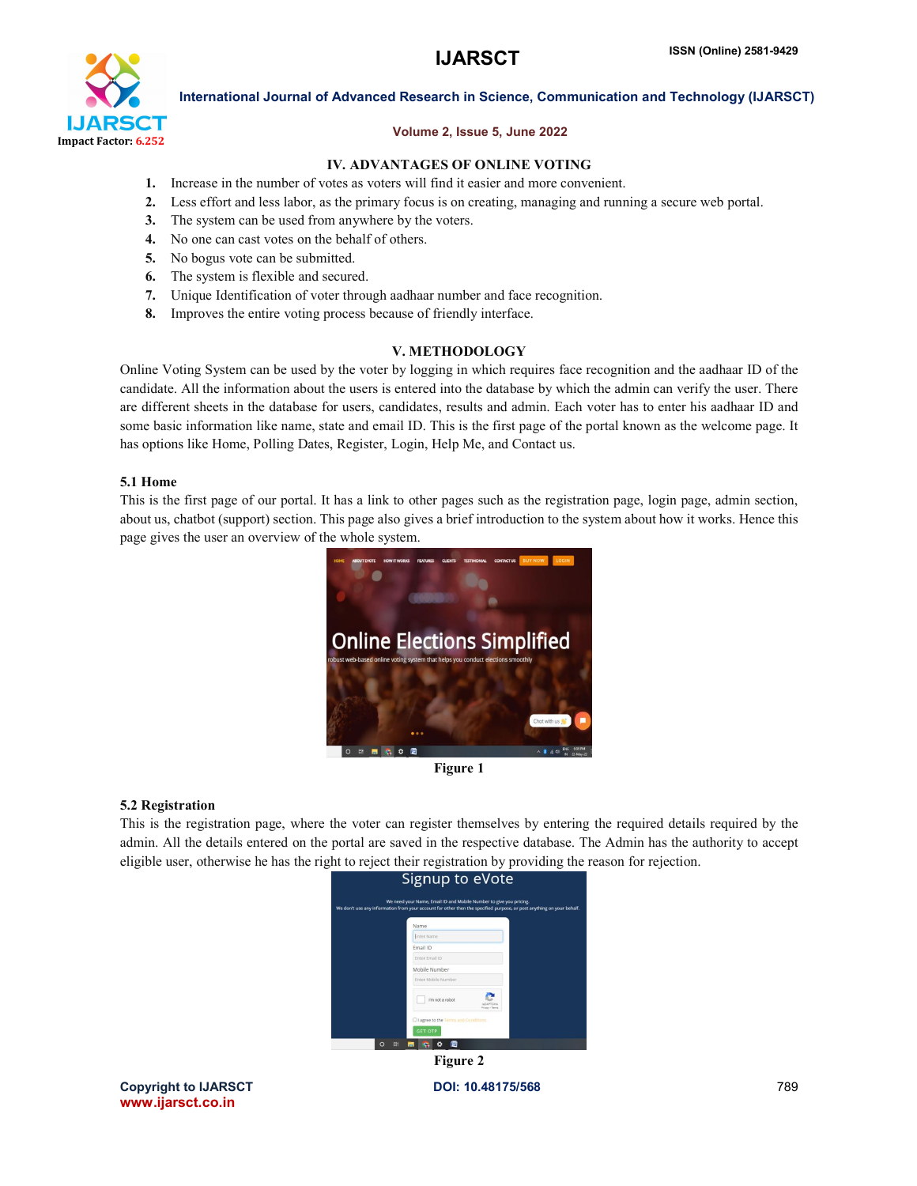## IV. ADVANTAGES OF ONLINE VOTING

1. Increase in the number of votes as voters will find it easier and more convenient.
2. Less effort and less labor, as the primary focus is on creating, managing and running a secure web portal.
3. The system can be used from anywhere by the voters.
4. No one can cast votes on the behalf of others.
5. No bogus vote can be submitted.
6. The system is flexible and secured.
7. Unique Identification of voter through aadhaar number and face recognition.
8. Improves the entire voting process because of friendly interface.

## V. METHODOLOGY

Online Voting System can be used by the voter by logging in which requires face recognition and the aadhaar ID of the candidate. All the information about the users is entered into the database by which the admin can verify the user. There are different sheets in the database for users, candidates, results and admin. Each voter has to enter his aadhaar ID and some basic information like name, state and email ID. This is the first page of the portal known as the welcome page. It has options like Home, Polling Dates, Register, Login, Help Me, and Contact us.

### 5.1 Home

This is the first page of our portal. It has a link to other pages such as the registration page, login page, admin section, about us, chatbot (support) section. This page also gives a brief introduction to the system about how it works. Hence this page gives the user an overview of the whole system.

Figure 1

### 5.2 Registration

This is the registration page, where the voter can register themselves by entering the required details required by the admin. All the details entered on the portal are saved in the respective database. The Admin has the authority to accept eligible user, otherwise he has the right to reject their registration by providing the reason for rejection.

Figure 2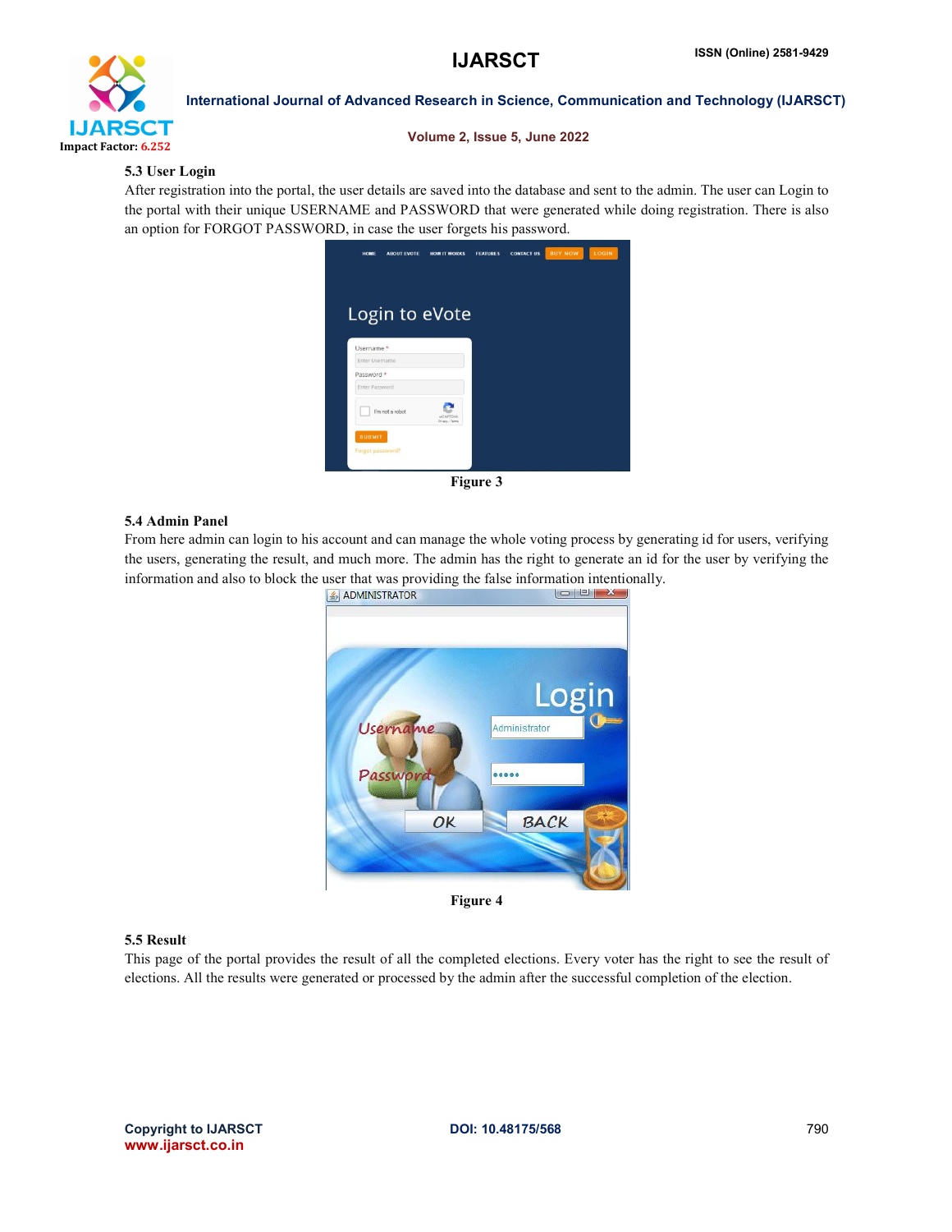### 5.3 User Login

After registration into the portal, the user details are saved into the database and sent to the admin. The user can Login to the portal with their unique USERNAME and PASSWORD that were generated while doing registration. There is also an option for FORGOT PASSWORD, in case the user forgets his password.

Figure 3

### 5.4 Admin Panel

From here admin can login to his account and can manage the whole voting process by generating id for users, verifying the users, generating the result, and much more. The admin has the right to generate an id for the user by verifying the information and also to block the user that was providing the false information intentionally.

Figure 4

### 5.5 Result

This page of the portal provides the result of all the completed elections. Every voter has the right to see the result of elections. All the results were generated or processed by the admin after the successful completion of the election.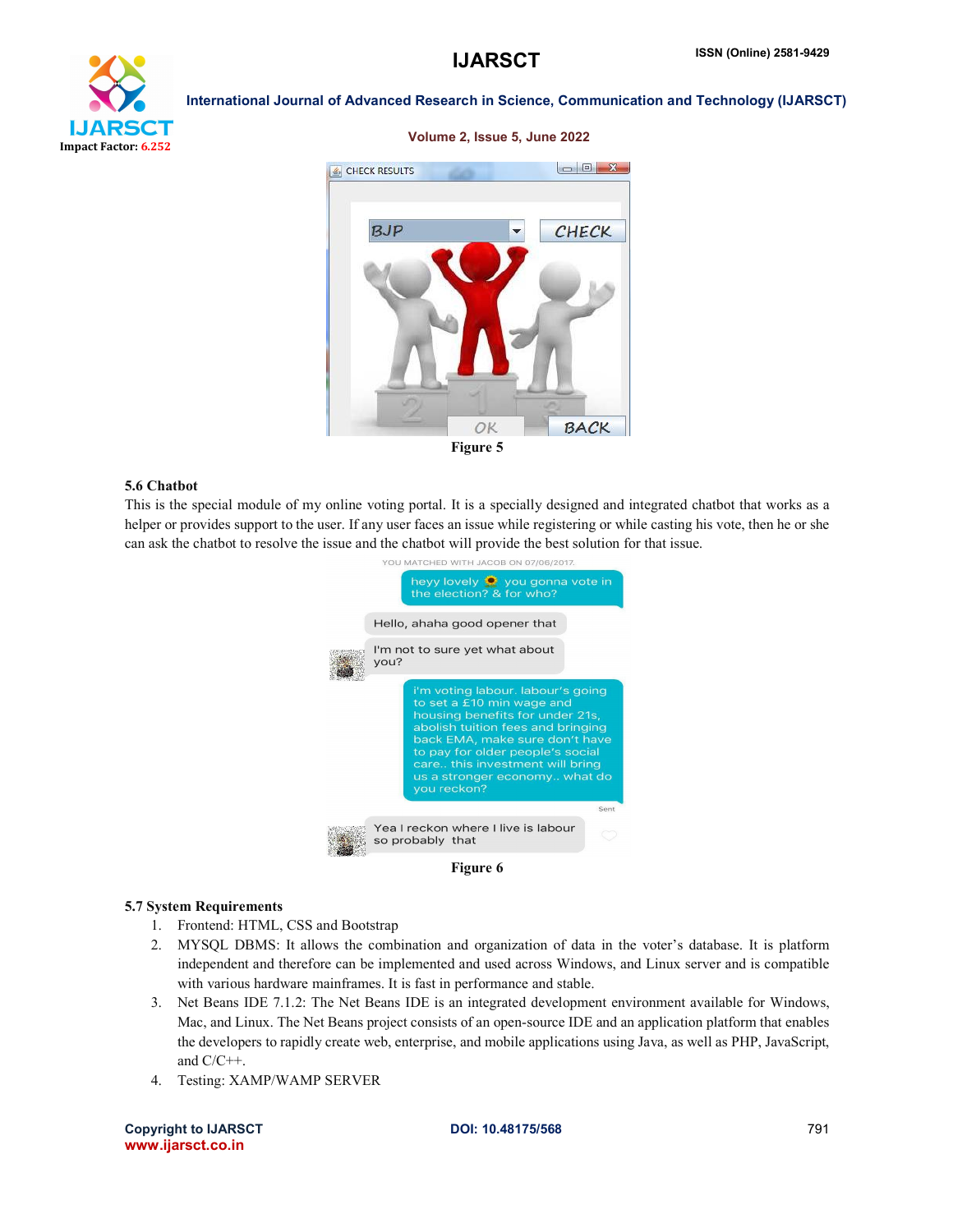Figure 5

### 5.6 Chatbot

This is the special module of my online voting portal. It is a specially designed and integrated chatbot that works as a helper or provides support to the user. If any user faces an issue while registering or while casting his vote, then he or she can ask the chatbot to resolve the issue and the chatbot will provide the best solution for that issue.

Figure 6

### 5.7 System Requirements

1. Frontend: HTML, CSS and Bootstrap
2. MYSQL DBMS: It allows the combination and organization of data in the voter's database. It is platform independent and therefore can be implemented and used across Windows, and Linux server and is compatible with various hardware mainframes. It is fast in performance and stable.
3. Net Beans IDE 7.1.2: The Net Beans IDE is an integrated development environment available for Windows, Mac, and Linux. The Net Beans project consists of an open-source IDE and an application platform that enables the developers to rapidly create web, enterprise, and mobile applications using Java, as well as PHP, JavaScript, and C/C++.
4. Testing: XAMP/WAMP SERVER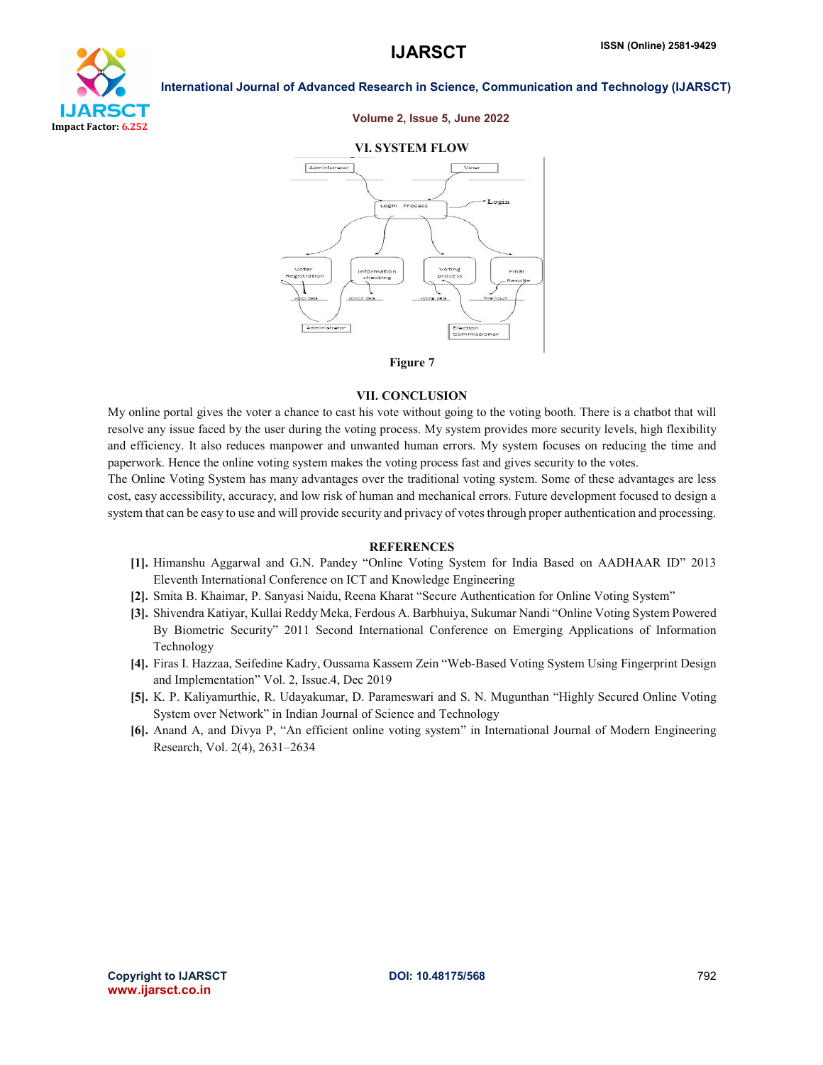## VI. SYSTEM FLOW

Administrator

Voter

Login Process

Login

Voter Registration

Information checking

Voting process

Final Results

voter data

stored data

voting data

final result

Administrator

Election Commissioner

Figure 7

## VII. CONCLUSION

My online portal gives the voter a chance to cast his vote without going to the voting booth. There is a chatbot that will resolve any issue faced by the user during the voting process. My system provides more security levels, high flexibility and efficiency. It also reduces manpower and unwanted human errors. My system focuses on reducing the time and paperwork. Hence the online voting system makes the voting process fast and gives security to the votes.

The Online Voting System has many advantages over the traditional voting system. Some of these advantages are less cost, easy accessibility, accuracy, and low risk of human and mechanical errors. Future development focused to design a system that can be easy to use and will provide security and privacy of votes through proper authentication and processing.

## REFERENCES

[1]. Himanshu Aggarwal and G.N. Pandey "Online Voting System for India Based on AADHAAR ID" 2013 Eleventh International Conference on ICT and Knowledge Engineering

[2]. Smita B. Khaimar, P. Sanyasi Naidu, Reena Kharat "Secure Authentication for Online Voting System"

[3]. Shivendra Katiyar, Kullai Reddy Meka, Ferdous A. Barbhuiya, Sukumar Nandi "Online Voting System Powered By Biometric Security" 2011 Second International Conference on Emerging Applications of Information Technology

[4]. Firas I. Hazzaa, Seifedine Kadry, Oussama Kassem Zein "Web-Based Voting System Using Fingerprint Design and Implementation" Vol. 2, Issue.4, Dec 2019

[5]. K. P. Kaliyamurthie, R. Udayakumar, D. Parameswari and S. N. Mugunthan "Highly Secured Online Voting System over Network" in Indian Journal of Science and Technology

[6]. Anand A, and Divya P, "An efficient online voting system" in International Journal of Modern Engineering Research, Vol. 2(4), 2631–2634